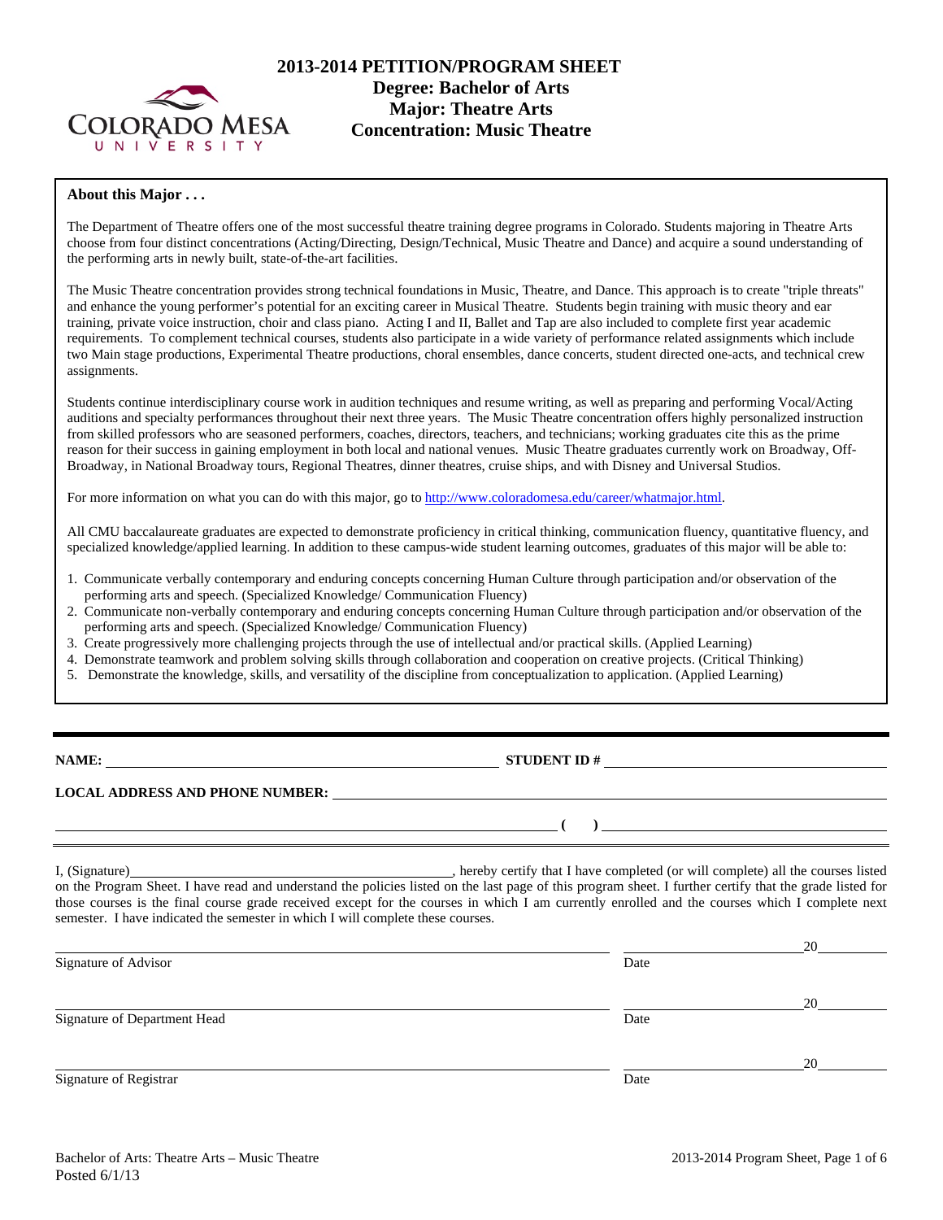# 2013-2014 PETITION/PROGRAM SHEET
## Degree: Bachelor of Arts
## Major: Theatre Arts
## Concentration: Music Theatre

**About this Major . . .**

The Department of Theatre offers one of the most successful theatre training degree programs in Colorado. Students majoring in Theatre Arts choose from four distinct concentrations (Acting/Directing, Design/Technical, Music Theatre and Dance) and acquire a sound understanding of the performing arts in newly built, state-of-the-art facilities.

The Music Theatre concentration provides strong technical foundations in Music, Theatre, and Dance. This approach is to create "triple threats" and enhance the young performer's potential for an exciting career in Musical Theatre. Students begin training with music theory and ear training, private voice instruction, choir and class piano. Acting I and II, Ballet and Tap are also included to complete first year academic requirements. To complement technical courses, students also participate in a wide variety of performance related assignments which include two Main stage productions, Experimental Theatre productions, choral ensembles, dance concerts, student directed one-acts, and technical crew assignments.

Students continue interdisciplinary course work in audition techniques and resume writing, as well as preparing and performing Vocal/Acting auditions and specialty performances throughout their next three years. The Music Theatre concentration offers highly personalized instruction from skilled professors who are seasoned performers, coaches, directors, teachers, and technicians; working graduates cite this as the prime reason for their success in gaining employment in both local and national venues. Music Theatre graduates currently work on Broadway, Off-Broadway, in National Broadway tours, Regional Theatres, dinner theatres, cruise ships, and with Disney and Universal Studios.

For more information on what you can do with this major, go to http://www.coloradomesa.edu/career/whatmajor.html.

All CMU baccalaureate graduates are expected to demonstrate proficiency in critical thinking, communication fluency, quantitative fluency, and specialized knowledge/applied learning. In addition to these campus-wide student learning outcomes, graduates of this major will be able to:

1. Communicate verbally contemporary and enduring concepts concerning Human Culture through participation and/or observation of the performing arts and speech. (Specialized Knowledge/ Communication Fluency)
2. Communicate non-verbally contemporary and enduring concepts concerning Human Culture through participation and/or observation of the performing arts and speech. (Specialized Knowledge/ Communication Fluency)
3. Create progressively more challenging projects through the use of intellectual and/or practical skills. (Applied Learning)
4. Demonstrate teamwork and problem solving skills through collaboration and cooperation on creative projects. (Critical Thinking)
5. Demonstrate the knowledge, skills, and versatility of the discipline from conceptualization to application. (Applied Learning)

---

**NAME:** ______________________________ **STUDENT ID #** ______________________________

**LOCAL ADDRESS AND PHONE NUMBER:** ______________________________

______________________________ **( )** ______________________________

I, (Signature)______________________________, hereby certify that I have completed (or will complete) all the courses listed on the Program Sheet. I have read and understand the policies listed on the last page of this program sheet. I further certify that the grade listed for those courses is the final course grade received except for the courses in which I am currently enrolled and the courses which I complete next semester. I have indicated the semester in which I will complete these courses.

______________________________ ______________20______
Signature of Advisor Date

______________________________ ______________20______
Signature of Department Head Date

______________________________ ______________20______
Signature of Registrar Date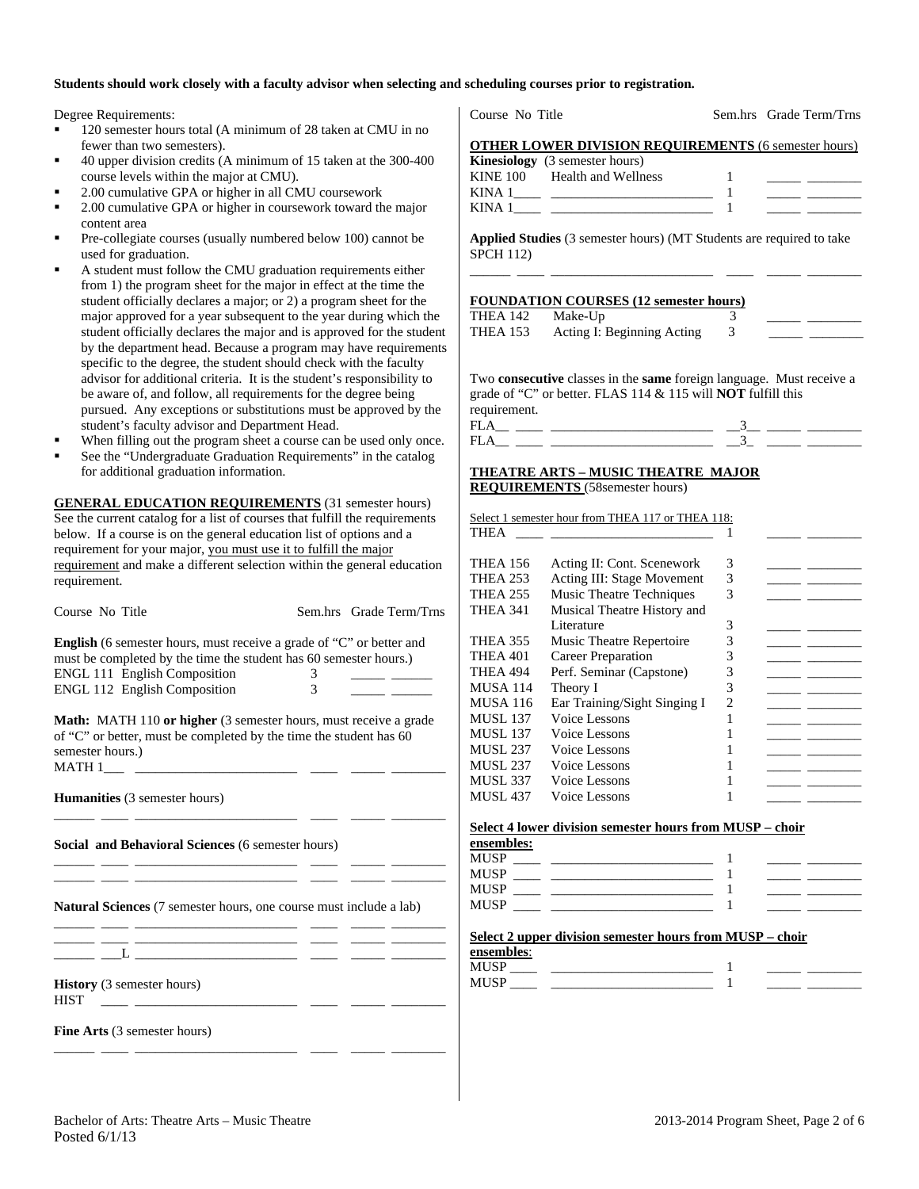**Students should work closely with a faculty advisor when selecting and scheduling courses prior to registration.**

Degree Requirements:

- 120 semester hours total (A minimum of 28 taken at CMU in no fewer than two semesters).
- 40 upper division credits (A minimum of 15 taken at the 300-400 course levels within the major at CMU).
- 2.00 cumulative GPA or higher in all CMU coursework
- 2.00 cumulative GPA or higher in coursework toward the major content area
- Pre-collegiate courses (usually numbered below 100) cannot be used for graduation.
- A student must follow the CMU graduation requirements either from 1) the program sheet for the major in effect at the time the student officially declares a major; or 2) a program sheet for the major approved for a year subsequent to the year during which the student officially declares the major and is approved for the student by the department head. Because a program may have requirements specific to the degree, the student should check with the faculty advisor for additional criteria. It is the student's responsibility to be aware of, and follow, all requirements for the degree being pursued. Any exceptions or substitutions must be approved by the student's faculty advisor and Department Head.
- When filling out the program sheet a course can be used only once.
- See the "Undergraduate Graduation Requirements" in the catalog for additional graduation information.

**GENERAL EDUCATION REQUIREMENTS** (31 semester hours) See the current catalog for a list of courses that fulfill the requirements below. If a course is on the general education list of options and a requirement for your major, you must use it to fulfill the major requirement and make a different selection within the general education requirement.

| Course No | Title | Sem.hrs | Grade | Term/Trns |
|---|---|---|---|---|

**English** (6 semester hours, must receive a grade of "C" or better and must be completed by the time the student has 60 semester hours.)

| Course No | Title | Sem.hrs | Grade | Term/Trns |
|---|---|---|---|---|
| ENGL 111 | English Composition | 3 | _____ | ______ |
| ENGL 112 | English Composition | 3 | _____ | ______ |

**Math:** MATH 110 **or higher** (3 semester hours, must receive a grade of "C" or better, must be completed by the time the student has 60 semester hours.)

MATH 1___ _______________________ ____ _____ ________

**Humanities** (3 semester hours)

______ ____ _______________________ ____ _____ ________

**Social and Behavioral Sciences** (6 semester hours)

______ ____ _______________________ ____ _____ ________
______ ____ _______________________ ____ _____ ________

**Natural Sciences** (7 semester hours, one course must include a lab)

______ ____ _______________________ ____ _____ ________
______ ____ _______________________ ____ _____ ________
______ ___L _______________________ ____ _____ ________

**History** (3 semester hours)

HIST ____ _______________________ ____ _____ ________

**Fine Arts** (3 semester hours)

______ ____ _______________________ ____ _____ ________

| Course No | Title | Sem.hrs | Grade | Term/Trns |
|---|---|---|---|---|

**OTHER LOWER DIVISION REQUIREMENTS** (6 semester hours)

**Kinesiology** (3 semester hours)

| Course No | Title | Sem.hrs | Grade | Term/Trns |
|---|---|---|---|---|
| KINE 100 | Health and Wellness | 1 | _____ | ________ |
| KINA 1____ | ________________________ | 1 | _____ | ________ |
| KINA 1____ | ________________________ | 1 | _____ | ________ |

**Applied Studies** (3 semester hours) (MT Students are required to take SPCH 112)

______ ____ _______________________ ____ _____ ________

**FOUNDATION COURSES (12 semester hours)**

| Course No | Title | Sem.hrs | Grade | Term/Trns |
|---|---|---|---|---|
| THEA 142 | Make-Up | 3 | _____ | ________ |
| THEA 153 | Acting I: Beginning Acting | 3 | _____ | ________ |

Two **consecutive** classes in the **same** foreign language. Must receive a grade of "C" or better. FLAS 114 & 115 will **NOT** fulfill this requirement.

| Course No | Title | Sem.hrs | Grade | Term/Trns |
|---|---|---|---|---|
| FLA__ ____ | ________________________ | __3__ | _____ | ________ |
| FLA__ ____ | ________________________ | __3_ | _____ | ________ |

**THEATRE ARTS – MUSIC THEATRE MAJOR REQUIREMENTS** (58semester hours)

Select 1 semester hour from THEA 117 or THEA 118:

| Course No | Title | Sem.hrs | Grade | Term/Trns |
|---|---|---|---|---|
| THEA ____ | ________________________ | 1 | _____ | ________ |
| THEA 156 | Acting II: Cont. Scenework | 3 | _____ | ________ |
| THEA 253 | Acting III: Stage Movement | 3 | _____ | ________ |
| THEA 255 | Music Theatre Techniques | 3 | _____ | ________ |
| THEA 341 | Musical Theatre History and Literature | 3 | _____ | ________ |
| THEA 355 | Music Theatre Repertoire | 3 | _____ | ________ |
| THEA 401 | Career Preparation | 3 | _____ | ________ |
| THEA 494 | Perf. Seminar (Capstone) | 3 | _____ | ________ |
| MUSA 114 | Theory I | 3 | _____ | ________ |
| MUSA 116 | Ear Training/Sight Singing I | 2 | _____ | ________ |
| MUSL 137 | Voice Lessons | 1 | _____ | ________ |
| MUSL 137 | Voice Lessons | 1 | _____ | ________ |
| MUSL 237 | Voice Lessons | 1 | _____ | ________ |
| MUSL 237 | Voice Lessons | 1 | _____ | ________ |
| MUSL 337 | Voice Lessons | 1 | _____ | ________ |
| MUSL 437 | Voice Lessons | 1 | _____ | ________ |

**Select 4 lower division semester hours from MUSP – choir ensembles:**

| Course No | Title | Sem.hrs | Grade | Term/Trns |
|---|---|---|---|---|
| MUSP ____ | ________________________ | 1 | _____ | ________ |
| MUSP ____ | ________________________ | 1 | _____ | ________ |
| MUSP ____ | ________________________ | 1 | _____ | ________ |
| MUSP ____ | ________________________ | 1 | _____ | ________ |

**Select 2 upper division semester hours from MUSP – choir ensembles**:

| Course No | Title | Sem.hrs | Grade | Term/Trns |
|---|---|---|---|---|
| MUSP ____ | ________________________ | 1 | _____ | ________ |
| MUSP ____ | ________________________ | 1 | _____ | ________ |

Bachelor of Arts: Theatre Arts – Music Theatre
Posted 6/1/13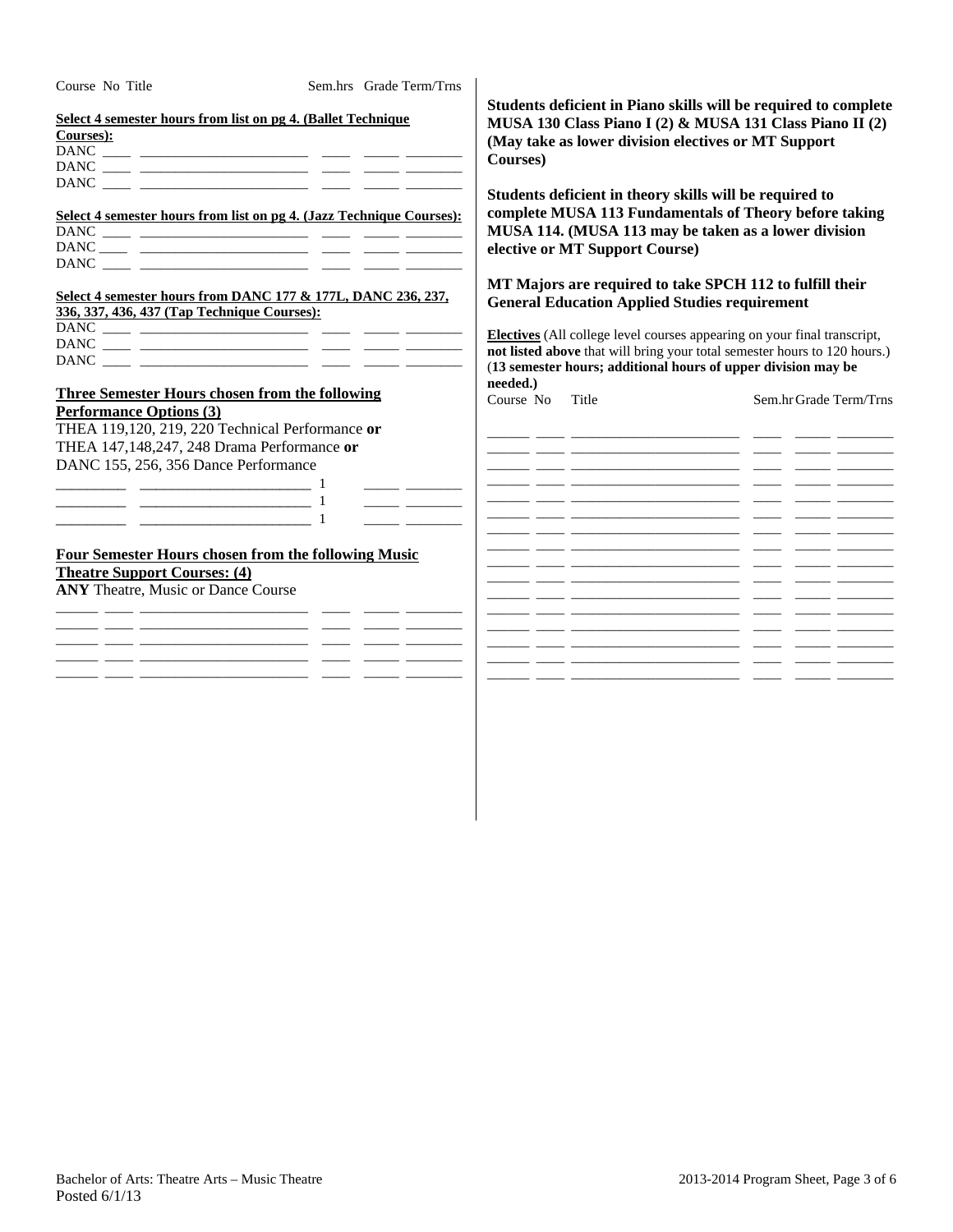Course No Title Sem.hrs Grade Term/Trns

**Select 4 semester hours from list on pg 4. (Ballet Technique Courses):**

DANC ____ ______________________ ____ _____ ________
DANC ____ ______________________ ____ _____ ________
DANC ____ ______________________ ____ _____ ________

**Select 4 semester hours from list on pg 4. (Jazz Technique Courses):**

DANC ____ ______________________ ____ _____ ________
DANC ____ ______________________ ____ _____ ________
DANC ____ ______________________ ____ _____ ________

**Select 4 semester hours from DANC 177 & 177L, DANC 236, 237, 336, 337, 436, 437 (Tap Technique Courses):**

DANC ____ ______________________ ____ _____ ________
DANC ____ ______________________ ____ _____ ________
DANC ____ ______________________ ____ _____ ________

**Three Semester Hours chosen from the following Performance Options (3)**

THEA 119,120, 219, 220 Technical Performance **or**
THEA 147,148,247, 248 Drama Performance **or**
DANC 155, 256, 356 Dance Performance

_________ ______________________ 1 _____ ________
_________ ______________________ 1 _____ ________
_________ ______________________ 1 _____ ________

**Four Semester Hours chosen from the following Music Theatre Support Courses: (4)**

**ANY** Theatre, Music or Dance Course

______ ____ ______________________ ____ _____ ________
______ ____ ______________________ ____ _____ ________
______ ____ ______________________ ____ _____ ________
______ ____ ______________________ ____ _____ ________
______ ____ ______________________ ____ _____ ________

**Students deficient in Piano skills will be required to complete MUSA 130 Class Piano I (2) & MUSA 131 Class Piano II (2) (May take as lower division electives or MT Support Courses)**

**Students deficient in theory skills will be required to complete MUSA 113 Fundamentals of Theory before taking MUSA 114. (MUSA 113 may be taken as a lower division elective or MT Support Course)**

**MT Majors are required to take SPCH 112 to fulfill their General Education Applied Studies requirement**

**Electives** (All college level courses appearing on your final transcript, **not listed above** that will bring your total semester hours to 120 hours.) (**13 semester hours; additional hours of upper division may be needed.)**

Course No Title Sem.hr Grade Term/Trns

______ ____ ______________________ ____ _____ ________
______ ____ ______________________ ____ _____ ________
______ ____ ______________________ ____ _____ ________
______ ____ ______________________ ____ _____ ________
______ ____ ______________________ ____ _____ ________
______ ____ ______________________ ____ _____ ________
______ ____ ______________________ ____ _____ ________
______ ____ ______________________ ____ _____ ________
______ ____ ______________________ ____ _____ ________
______ ____ ______________________ ____ _____ ________
______ ____ ______________________ ____ _____ ________
______ ____ ______________________ ____ _____ ________
______ ____ ______________________ ____ _____ ________
______ ____ ______________________ ____ _____ ________

Bachelor of Arts: Theatre Arts – Music Theatre
Posted 6/1/13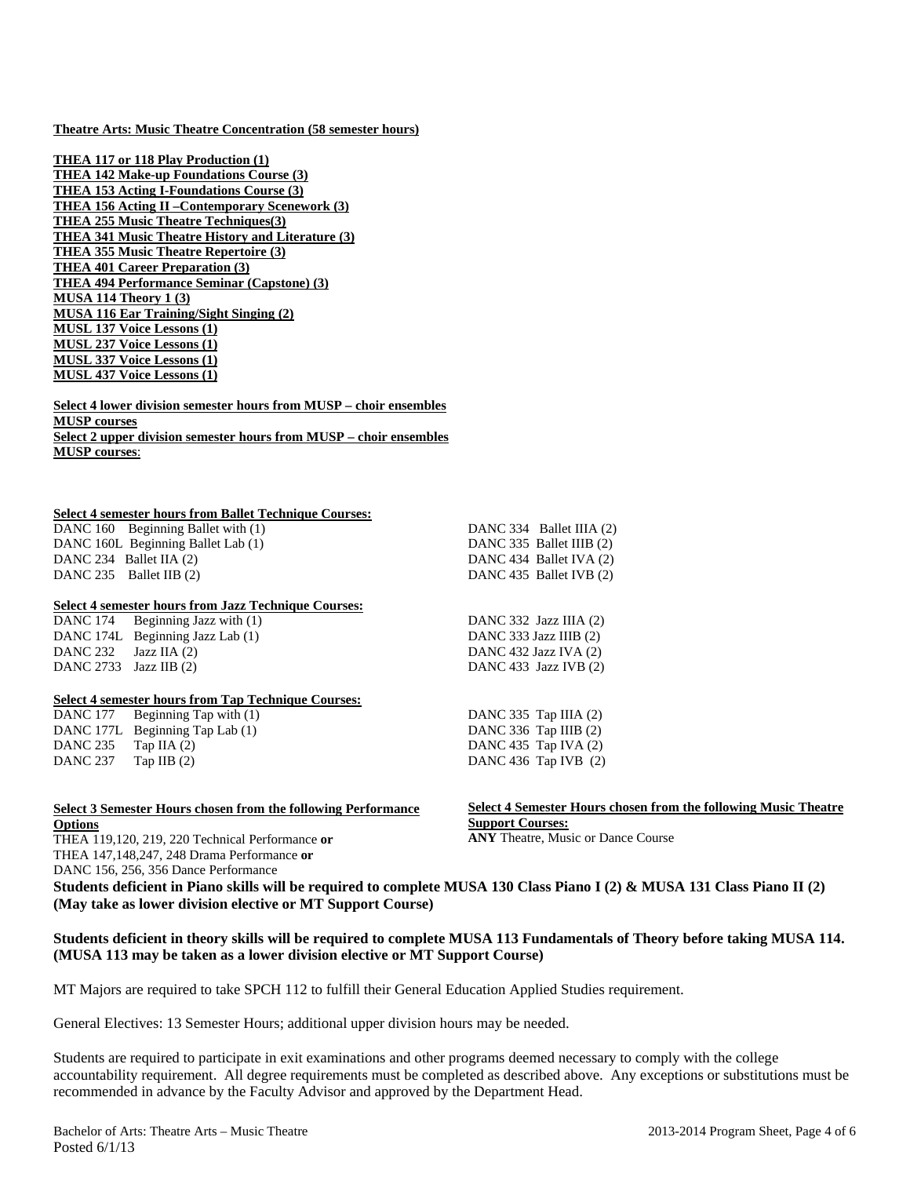**Theatre Arts: Music Theatre Concentration (58 semester hours)**

**THEA 117 or 118 Play Production (1)**
**THEA 142 Make-up Foundations Course (3)**
**THEA 153 Acting I-Foundations Course (3)**
**THEA 156 Acting II –Contemporary Scenework (3)**
**THEA 255 Music Theatre Techniques(3)**
**THEA 341 Music Theatre History and Literature (3)**
**THEA 355 Music Theatre Repertoire (3)**
**THEA 401 Career Preparation (3)**
**THEA 494 Performance Seminar (Capstone) (3)**
**MUSA 114 Theory 1 (3)**
**MUSA 116 Ear Training/Sight Singing (2)**
**MUSL 137 Voice Lessons (1)**
**MUSL 237 Voice Lessons (1)**
**MUSL 337 Voice Lessons (1)**
**MUSL 437 Voice Lessons (1)**

**Select 4 lower division semester hours from MUSP – choir ensembles MUSP courses**
**Select 2 upper division semester hours from MUSP – choir ensembles MUSP courses**:

**Select 4 semester hours from Ballet Technique Courses:**

| | |
|---|---|
| DANC 160 Beginning Ballet with (1) | DANC 334 Ballet IIIA (2) |
| DANC 160L Beginning Ballet Lab (1) | DANC 335 Ballet IIIB (2) |
| DANC 234 Ballet IIA (2) | DANC 434 Ballet IVA (2) |
| DANC 235 Ballet IIB (2) | DANC 435 Ballet IVB (2) |

**Select 4 semester hours from Jazz Technique Courses:**

| | |
|---|---|
| DANC 174 Beginning Jazz with (1) | DANC 332 Jazz IIIA (2) |
| DANC 174L Beginning Jazz Lab (1) | DANC 333 Jazz IIIB (2) |
| DANC 232 Jazz IIA (2) | DANC 432 Jazz IVA (2) |
| DANC 2733 Jazz IIB (2) | DANC 433 Jazz IVB (2) |

**Select 4 semester hours from Tap Technique Courses:**

| | |
|---|---|
| DANC 177 Beginning Tap with (1) | DANC 335 Tap IIIA (2) |
| DANC 177L Beginning Tap Lab (1) | DANC 336 Tap IIIB (2) |
| DANC 235 Tap IIA (2) | DANC 435 Tap IVA (2) |
| DANC 237 Tap IIB (2) | DANC 436 Tap IVB (2) |

**Select 3 Semester Hours chosen from the following Performance Options**
THEA 119,120, 219, 220 Technical Performance **or**
THEA 147,148,247, 248 Drama Performance **or**
DANC 156, 256, 356 Dance Performance

**Select 4 Semester Hours chosen from the following Music Theatre Support Courses:**
**ANY** Theatre, Music or Dance Course

**Students deficient in Piano skills will be required to complete MUSA 130 Class Piano I (2) & MUSA 131 Class Piano II (2) (May take as lower division elective or MT Support Course)**

**Students deficient in theory skills will be required to complete MUSA 113 Fundamentals of Theory before taking MUSA 114. (MUSA 113 may be taken as a lower division elective or MT Support Course)**

MT Majors are required to take SPCH 112 to fulfill their General Education Applied Studies requirement.

General Electives: 13 Semester Hours; additional upper division hours may be needed.

Students are required to participate in exit examinations and other programs deemed necessary to comply with the college accountability requirement. All degree requirements must be completed as described above. Any exceptions or substitutions must be recommended in advance by the Faculty Advisor and approved by the Department Head.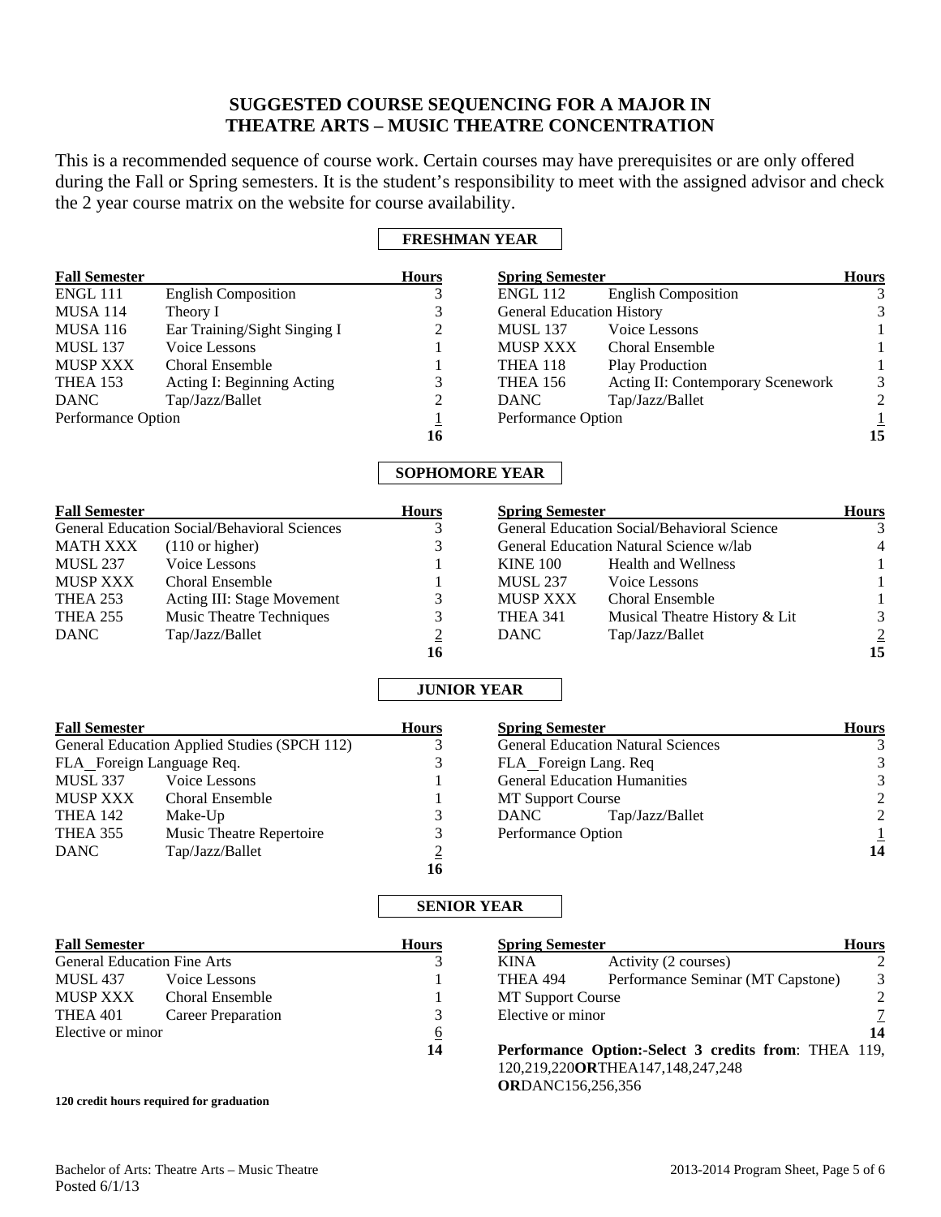## SUGGESTED COURSE SEQUENCING FOR A MAJOR IN THEATRE ARTS – MUSIC THEATRE CONCENTRATION

This is a recommended sequence of course work. Certain courses may have prerequisites or are only offered during the Fall or Spring semesters. It is the student's responsibility to meet with the assigned advisor and check the 2 year course matrix on the website for course availability.

### FRESHMAN YEAR

| Fall Semester | | Hours | Spring Semester | | Hours |
|---|---|---|---|---|---|
| ENGL 111 | English Composition | 3 | ENGL 112 | English Composition | 3 |
| MUSA 114 | Theory I | 3 | General Education History | | 3 |
| MUSA 116 | Ear Training/Sight Singing I | 2 | MUSL 137 | Voice Lessons | 1 |
| MUSL 137 | Voice Lessons | 1 | MUSP XXX | Choral Ensemble | 1 |
| MUSP XXX | Choral Ensemble | 1 | THEA 118 | Play Production | 1 |
| THEA 153 | Acting I: Beginning Acting | 3 | THEA 156 | Acting II: Contemporary Scenework | 3 |
| DANC | Tap/Jazz/Ballet | 2 | DANC | Tap/Jazz/Ballet | 2 |
| Performance Option | | 1 | Performance Option | | 1 |
| | | 16 | | | 15 |

### SOPHOMORE YEAR

| Fall Semester | | Hours | Spring Semester | | Hours |
|---|---|---|---|---|---|
| General Education Social/Behavioral Sciences | | 3 | General Education Social/Behavioral Science | | 3 |
| MATH XXX | (110 or higher) | 3 | General Education Natural Science w/lab | | 4 |
| MUSL 237 | Voice Lessons | 1 | KINE 100 | Health and Wellness | 1 |
| MUSP XXX | Choral Ensemble | 1 | MUSL 237 | Voice Lessons | 1 |
| THEA 253 | Acting III: Stage Movement | 3 | MUSP XXX | Choral Ensemble | 1 |
| THEA 255 | Music Theatre Techniques | 3 | THEA 341 | Musical Theatre History & Lit | 3 |
| DANC | Tap/Jazz/Ballet | 2 | DANC | Tap/Jazz/Ballet | 2 |
| | | 16 | | | 15 |

### JUNIOR YEAR

| Fall Semester | | Hours | Spring Semester | | Hours |
|---|---|---|---|---|---|
| General Education Applied Studies (SPCH 112) | | 3 | General Education Natural Sciences | | 3 |
| FLA_Foreign Language Req. | | 3 | FLA_Foreign Lang. Req | | 3 |
| MUSL 337 | Voice Lessons | 1 | General Education Humanities | | 3 |
| MUSP XXX | Choral Ensemble | 1 | MT Support Course | | 2 |
| THEA 142 | Make-Up | 3 | DANC | Tap/Jazz/Ballet | 2 |
| THEA 355 | Music Theatre Repertoire | 3 | Performance Option | | 1 |
| DANC | Tap/Jazz/Ballet | 2 | | | 14 |
| | | 16 | | | |

### SENIOR YEAR

| Fall Semester | | Hours | Spring Semester | | Hours |
|---|---|---|---|---|---|
| General Education Fine Arts | | 3 | KINA | Activity (2 courses) | 2 |
| MUSL 437 | Voice Lessons | 1 | THEA 494 | Performance Seminar (MT Capstone) | 3 |
| MUSP XXX | Choral Ensemble | 1 | MT Support Course | | 2 |
| THEA 401 | Career Preparation | 3 | Elective or minor | | 7 |
| Elective or minor | | 6 | | | 14 |
| | | 14 | | | |

**Performance Option:-Select 3 credits from**: THEA 119, 120,219,220**OR**THEA147,148,247,248 **OR**DANC156,256,356

**120 credit hours required for graduation**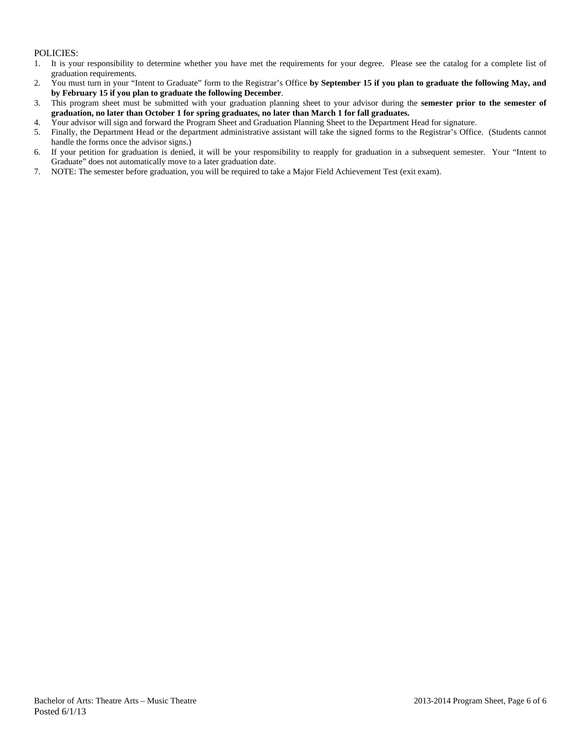POLICIES:

1. It is your responsibility to determine whether you have met the requirements for your degree. Please see the catalog for a complete list of graduation requirements.
2. You must turn in your "Intent to Graduate" form to the Registrar's Office **by September 15 if you plan to graduate the following May, and by February 15 if you plan to graduate the following December**.
3. This program sheet must be submitted with your graduation planning sheet to your advisor during the **semester prior to the semester of graduation, no later than October 1 for spring graduates, no later than March 1 for fall graduates.**
4. Your advisor will sign and forward the Program Sheet and Graduation Planning Sheet to the Department Head for signature.
5. Finally, the Department Head or the department administrative assistant will take the signed forms to the Registrar's Office. (Students cannot handle the forms once the advisor signs.)
6. If your petition for graduation is denied, it will be your responsibility to reapply for graduation in a subsequent semester. Your "Intent to Graduate" does not automatically move to a later graduation date.
7. NOTE: The semester before graduation, you will be required to take a Major Field Achievement Test (exit exam).

Bachelor of Arts: Theatre Arts – Music Theatre
Posted 6/1/13